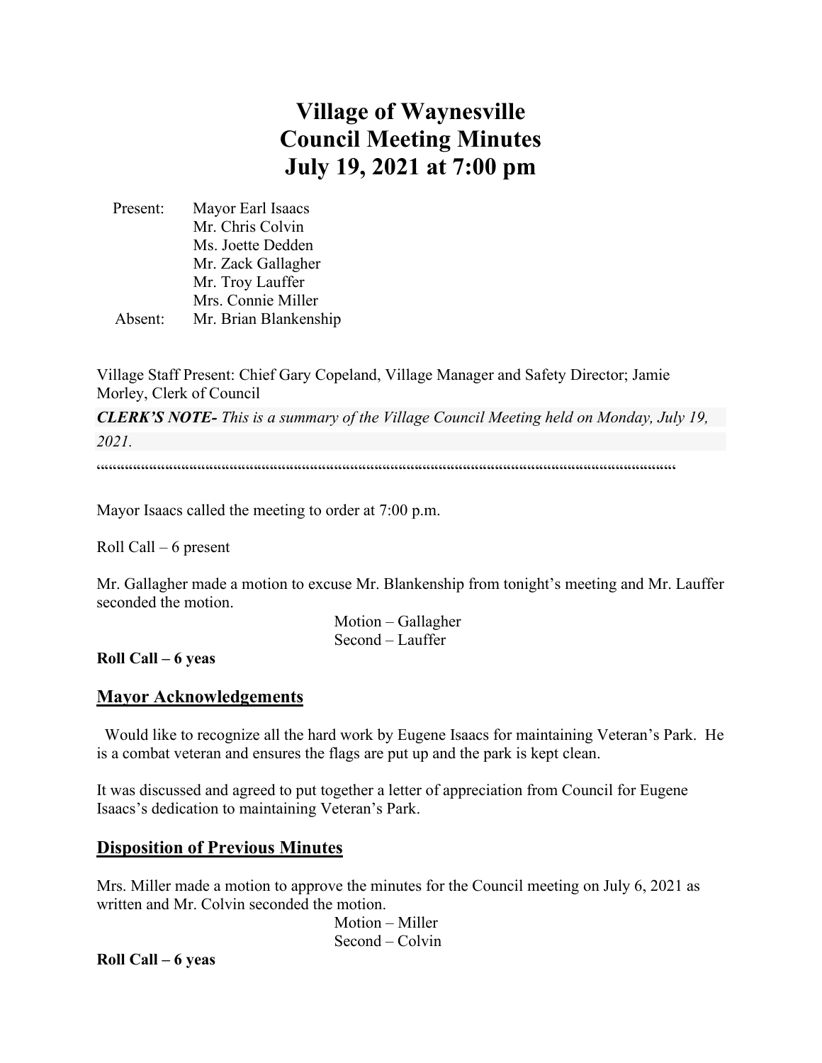# Village of Waynesville Council Meeting Minutes July 19, 2021 at 7:00 pm

Present: Mayor Earl Isaacs
Mr. Chris Colvin
Ms. Joette Dedden
Mr. Zack Gallagher
Mr. Troy Lauffer
Mrs. Connie Miller
Absent: Mr. Brian Blankenship

Village Staff Present: Chief Gary Copeland, Village Manager and Safety Director; Jamie Morley, Clerk of Council

***CLERK'S NOTE-*** *This is a summary of the Village Council Meeting held on Monday, July 19, 2021.*

""""""""""""""""""""""""""""""""""""""""""""""""""""""""""""""""""""""""""""""""""""""""""""""""""""""""""""""""""""""""""""""""""""""""""""""""""""""""""""

Mayor Isaacs called the meeting to order at 7:00 p.m.

Roll Call – 6 present

Mr. Gallagher made a motion to excuse Mr. Blankenship from tonight's meeting and Mr. Lauffer seconded the motion.

Motion – Gallagher
Second – Lauffer

**Roll Call – 6 yeas**

## Mayor Acknowledgements

Would like to recognize all the hard work by Eugene Isaacs for maintaining Veteran's Park. He is a combat veteran and ensures the flags are put up and the park is kept clean.

It was discussed and agreed to put together a letter of appreciation from Council for Eugene Isaacs's dedication to maintaining Veteran's Park.

## Disposition of Previous Minutes

Mrs. Miller made a motion to approve the minutes for the Council meeting on July 6, 2021 as written and Mr. Colvin seconded the motion.

Motion – Miller
Second – Colvin

**Roll Call – 6 yeas**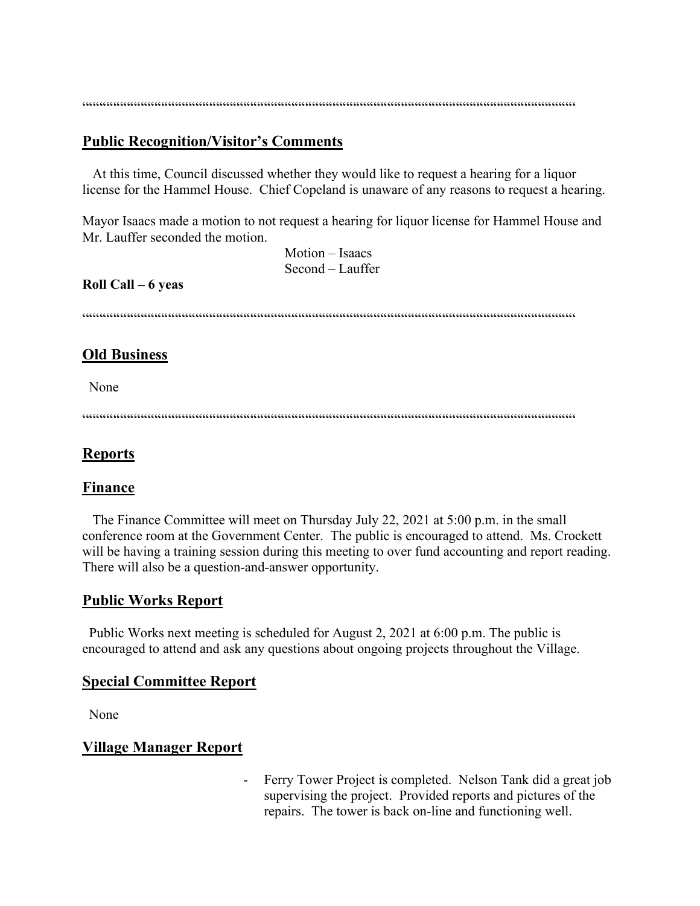""""""""""""""""""""""""""""""""""""""""""""""""""""""""""""""""""""""""""""""""""""""""""""""""""""""""""""""""""""""""""""""""""""""""""""""""""""""""""""

## Public Recognition/Visitor's Comments

At this time, Council discussed whether they would like to request a hearing for a liquor license for the Hammel House. Chief Copeland is unaware of any reasons to request a hearing.

Mayor Isaacs made a motion to not request a hearing for liquor license for Hammel House and Mr. Lauffer seconded the motion.

Motion – Isaacs
Second – Lauffer

**Roll Call – 6 yeas**

""""""""""""""""""""""""""""""""""""""""""""""""""""""""""""""""""""""""""""""""""""""""""""""""""""""""""""""""""""""""""""""""""""""""""""""""""""""""""""

## Old Business

None

""""""""""""""""""""""""""""""""""""""""""""""""""""""""""""""""""""""""""""""""""""""""""""""""""""""""""""""""""""""""""""""""""""""""""""""""""""""""""""

## Reports

## Finance

The Finance Committee will meet on Thursday July 22, 2021 at 5:00 p.m. in the small conference room at the Government Center. The public is encouraged to attend. Ms. Crockett will be having a training session during this meeting to over fund accounting and report reading. There will also be a question-and-answer opportunity.

## Public Works Report

Public Works next meeting is scheduled for August 2, 2021 at 6:00 p.m. The public is encouraged to attend and ask any questions about ongoing projects throughout the Village.

## Special Committee Report

None

## Village Manager Report

- Ferry Tower Project is completed. Nelson Tank did a great job supervising the project. Provided reports and pictures of the repairs. The tower is back on-line and functioning well.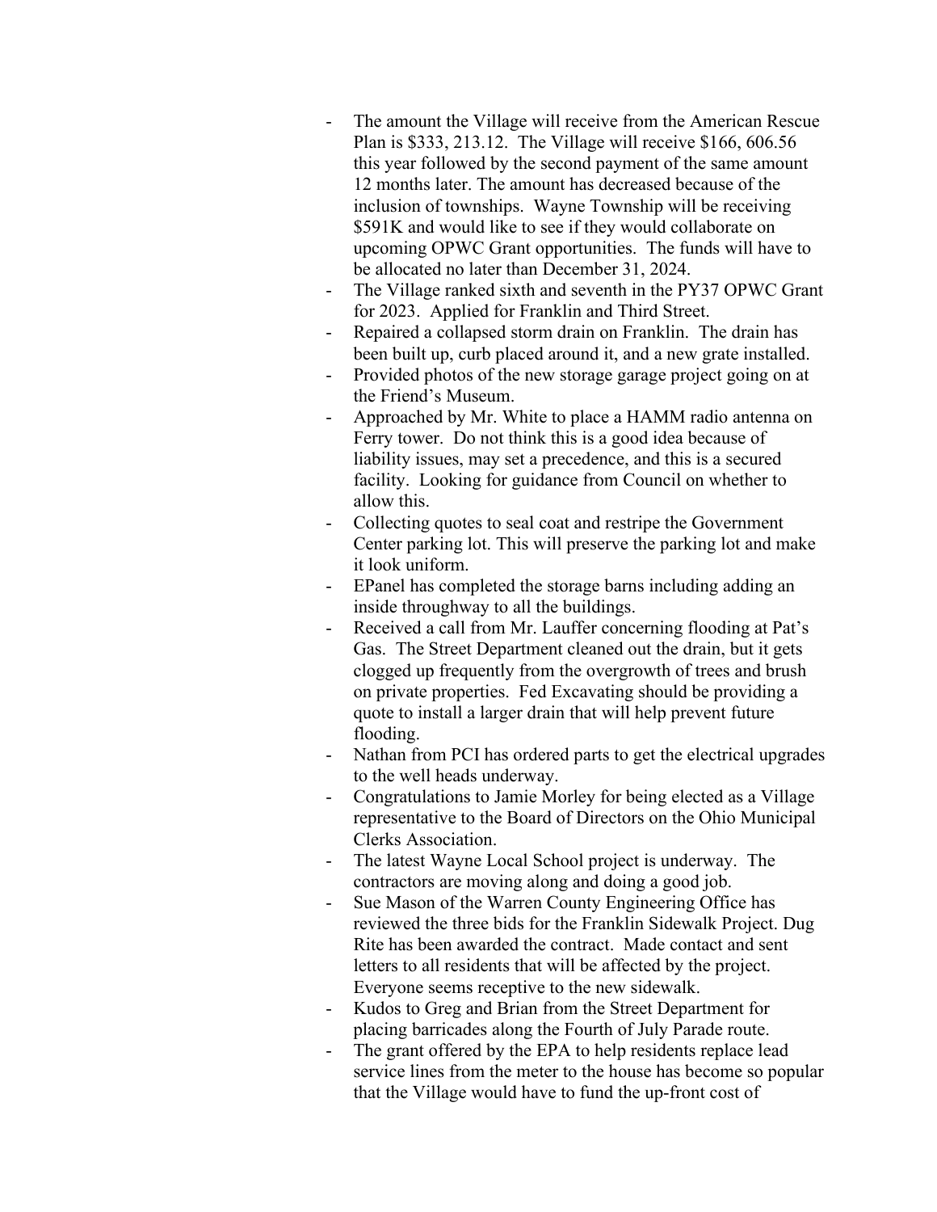- The amount the Village will receive from the American Rescue Plan is $333, 213.12. The Village will receive $166, 606.56 this year followed by the second payment of the same amount 12 months later. The amount has decreased because of the inclusion of townships. Wayne Township will be receiving $591K and would like to see if they would collaborate on upcoming OPWC Grant opportunities. The funds will have to be allocated no later than December 31, 2024.
- The Village ranked sixth and seventh in the PY37 OPWC Grant for 2023. Applied for Franklin and Third Street.
- Repaired a collapsed storm drain on Franklin. The drain has been built up, curb placed around it, and a new grate installed.
- Provided photos of the new storage garage project going on at the Friend's Museum.
- Approached by Mr. White to place a HAMM radio antenna on Ferry tower. Do not think this is a good idea because of liability issues, may set a precedence, and this is a secured facility. Looking for guidance from Council on whether to allow this.
- Collecting quotes to seal coat and restripe the Government Center parking lot. This will preserve the parking lot and make it look uniform.
- EPanel has completed the storage barns including adding an inside throughway to all the buildings.
- Received a call from Mr. Lauffer concerning flooding at Pat's Gas. The Street Department cleaned out the drain, but it gets clogged up frequently from the overgrowth of trees and brush on private properties. Fed Excavating should be providing a quote to install a larger drain that will help prevent future flooding.
- Nathan from PCI has ordered parts to get the electrical upgrades to the well heads underway.
- Congratulations to Jamie Morley for being elected as a Village representative to the Board of Directors on the Ohio Municipal Clerks Association.
- The latest Wayne Local School project is underway. The contractors are moving along and doing a good job.
- Sue Mason of the Warren County Engineering Office has reviewed the three bids for the Franklin Sidewalk Project. Dug Rite has been awarded the contract. Made contact and sent letters to all residents that will be affected by the project. Everyone seems receptive to the new sidewalk.
- Kudos to Greg and Brian from the Street Department for placing barricades along the Fourth of July Parade route.
- The grant offered by the EPA to help residents replace lead service lines from the meter to the house has become so popular that the Village would have to fund the up-front cost of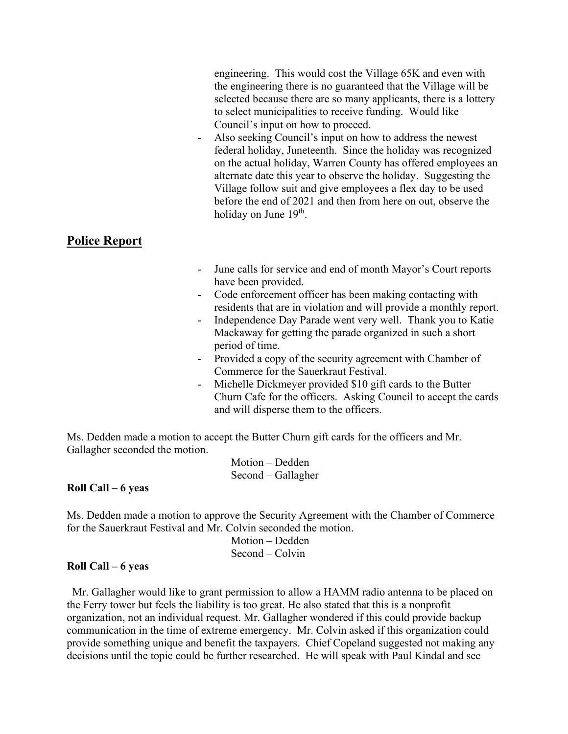engineering. This would cost the Village 65K and even with the engineering there is no guaranteed that the Village will be selected because there are so many applicants, there is a lottery to select municipalities to receive funding. Would like Council's input on how to proceed.

- Also seeking Council's input on how to address the newest federal holiday, Juneteenth. Since the holiday was recognized on the actual holiday, Warren County has offered employees an alternate date this year to observe the holiday. Suggesting the Village follow suit and give employees a flex day to be used before the end of 2021 and then from here on out, observe the holiday on June 19th.

## Police Report

- June calls for service and end of month Mayor's Court reports have been provided.
- Code enforcement officer has been making contacting with residents that are in violation and will provide a monthly report.
- Independence Day Parade went very well. Thank you to Katie Mackaway for getting the parade organized in such a short period of time.
- Provided a copy of the security agreement with Chamber of Commerce for the Sauerkraut Festival.
- Michelle Dickmeyer provided $10 gift cards to the Butter Churn Cafe for the officers. Asking Council to accept the cards and will disperse them to the officers.

Ms. Dedden made a motion to accept the Butter Churn gift cards for the officers and Mr. Gallagher seconded the motion.

Motion – Dedden
Second – Gallagher

**Roll Call – 6 yeas**

Ms. Dedden made a motion to approve the Security Agreement with the Chamber of Commerce for the Sauerkraut Festival and Mr. Colvin seconded the motion.

Motion – Dedden
Second – Colvin

**Roll Call – 6 yeas**

Mr. Gallagher would like to grant permission to allow a HAMM radio antenna to be placed on the Ferry tower but feels the liability is too great. He also stated that this is a nonprofit organization, not an individual request. Mr. Gallagher wondered if this could provide backup communication in the time of extreme emergency. Mr. Colvin asked if this organization could provide something unique and benefit the taxpayers. Chief Copeland suggested not making any decisions until the topic could be further researched. He will speak with Paul Kindal and see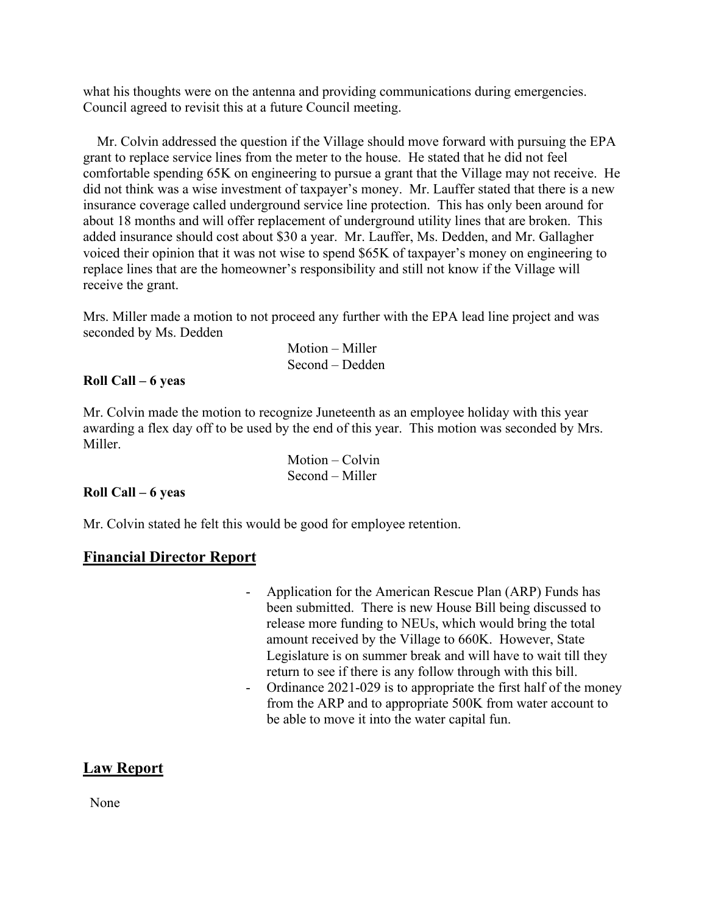what his thoughts were on the antenna and providing communications during emergencies. Council agreed to revisit this at a future Council meeting.

Mr. Colvin addressed the question if the Village should move forward with pursuing the EPA grant to replace service lines from the meter to the house. He stated that he did not feel comfortable spending 65K on engineering to pursue a grant that the Village may not receive. He did not think was a wise investment of taxpayer's money. Mr. Lauffer stated that there is a new insurance coverage called underground service line protection. This has only been around for about 18 months and will offer replacement of underground utility lines that are broken. This added insurance should cost about $30 a year. Mr. Lauffer, Ms. Dedden, and Mr. Gallagher voiced their opinion that it was not wise to spend $65K of taxpayer's money on engineering to replace lines that are the homeowner's responsibility and still not know if the Village will receive the grant.

Mrs. Miller made a motion to not proceed any further with the EPA lead line project and was seconded by Ms. Dedden

Motion – Miller
Second – Dedden

**Roll Call – 6 yeas**

Mr. Colvin made the motion to recognize Juneteenth as an employee holiday with this year awarding a flex day off to be used by the end of this year. This motion was seconded by Mrs. Miller.

Motion – Colvin
Second – Miller

**Roll Call – 6 yeas**

Mr. Colvin stated he felt this would be good for employee retention.

## Financial Director Report

- Application for the American Rescue Plan (ARP) Funds has been submitted. There is new House Bill being discussed to release more funding to NEUs, which would bring the total amount received by the Village to 660K. However, State Legislature is on summer break and will have to wait till they return to see if there is any follow through with this bill.
- Ordinance 2021-029 is to appropriate the first half of the money from the ARP and to appropriate 500K from water account to be able to move it into the water capital fun.

## Law Report

None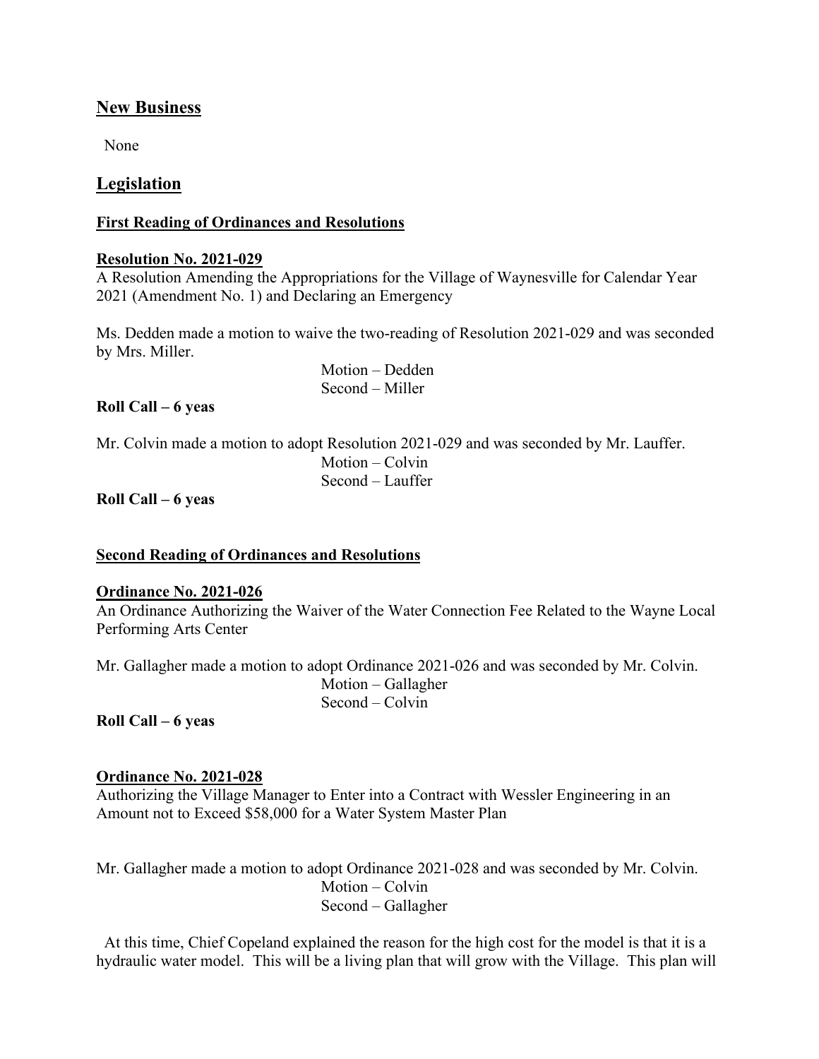## New Business

None

## Legislation

### First Reading of Ordinances and Resolutions

**Resolution No. 2021-029**
A Resolution Amending the Appropriations for the Village of Waynesville for Calendar Year 2021 (Amendment No. 1) and Declaring an Emergency

Ms. Dedden made a motion to waive the two-reading of Resolution 2021-029 and was seconded by Mrs. Miller.

Motion – Dedden
Second – Miller

**Roll Call – 6 yeas**

Mr. Colvin made a motion to adopt Resolution 2021-029 and was seconded by Mr. Lauffer.

Motion – Colvin
Second – Lauffer

**Roll Call – 6 yeas**

### Second Reading of Ordinances and Resolutions

**Ordinance No. 2021-026**
An Ordinance Authorizing the Waiver of the Water Connection Fee Related to the Wayne Local Performing Arts Center

Mr. Gallagher made a motion to adopt Ordinance 2021-026 and was seconded by Mr. Colvin.

Motion – Gallagher
Second – Colvin

**Roll Call – 6 yeas**

**Ordinance No. 2021-028**
Authorizing the Village Manager to Enter into a Contract with Wessler Engineering in an Amount not to Exceed $58,000 for a Water System Master Plan

Mr. Gallagher made a motion to adopt Ordinance 2021-028 and was seconded by Mr. Colvin.

Motion – Colvin
Second – Gallagher

At this time, Chief Copeland explained the reason for the high cost for the model is that it is a hydraulic water model. This will be a living plan that will grow with the Village. This plan will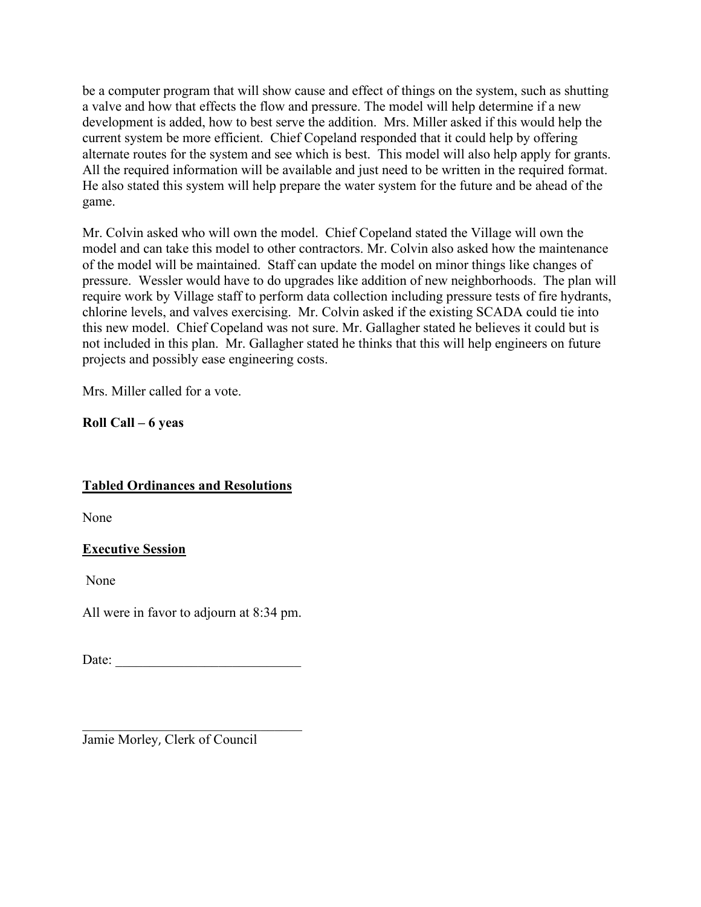be a computer program that will show cause and effect of things on the system, such as shutting a valve and how that effects the flow and pressure. The model will help determine if a new development is added, how to best serve the addition. Mrs. Miller asked if this would help the current system be more efficient. Chief Copeland responded that it could help by offering alternate routes for the system and see which is best. This model will also help apply for grants. All the required information will be available and just need to be written in the required format. He also stated this system will help prepare the water system for the future and be ahead of the game.

Mr. Colvin asked who will own the model. Chief Copeland stated the Village will own the model and can take this model to other contractors. Mr. Colvin also asked how the maintenance of the model will be maintained. Staff can update the model on minor things like changes of pressure. Wessler would have to do upgrades like addition of new neighborhoods. The plan will require work by Village staff to perform data collection including pressure tests of fire hydrants, chlorine levels, and valves exercising. Mr. Colvin asked if the existing SCADA could tie into this new model. Chief Copeland was not sure. Mr. Gallagher stated he believes it could but is not included in this plan. Mr. Gallagher stated he thinks that this will help engineers on future projects and possibly ease engineering costs.

Mrs. Miller called for a vote.

**Roll Call – 6 yeas**

**Tabled Ordinances and Resolutions**

None

**Executive Session**

None

All were in favor to adjourn at 8:34 pm.

Date: ___________________________

_________________________________

Jamie Morley, Clerk of Council